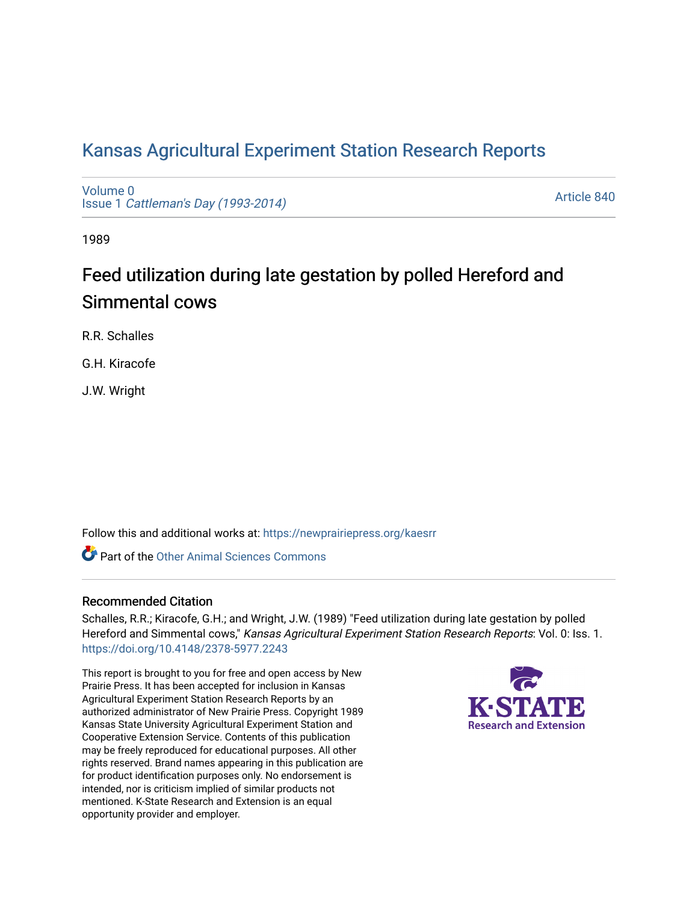# Kansas Agricultural Experiment Station Research Reports

Volume 0
Issue 1 *Cattleman's Day (1993-2014)*

Article 840

1989

## Feed utilization during late gestation by polled Hereford and Simmental cows

R.R. Schalles

G.H. Kiracofe

J.W. Wright

Follow this and additional works at: https://newprairiepress.org/kaesrr

Part of the Other Animal Sciences Commons

### Recommended Citation

Schalles, R.R.; Kiracofe, G.H.; and Wright, J.W. (1989) "Feed utilization during late gestation by polled Hereford and Simmental cows," *Kansas Agricultural Experiment Station Research Reports*: Vol. 0: Iss. 1. https://doi.org/10.4148/2378-5977.2243

This report is brought to you for free and open access by New Prairie Press. It has been accepted for inclusion in Kansas Agricultural Experiment Station Research Reports by an authorized administrator of New Prairie Press. Copyright 1989 Kansas State University Agricultural Experiment Station and Cooperative Extension Service. Contents of this publication may be freely reproduced for educational purposes. All other rights reserved. Brand names appearing in this publication are for product identification purposes only. No endorsement is intended, nor is criticism implied of similar products not mentioned. K-State Research and Extension is an equal opportunity provider and employer.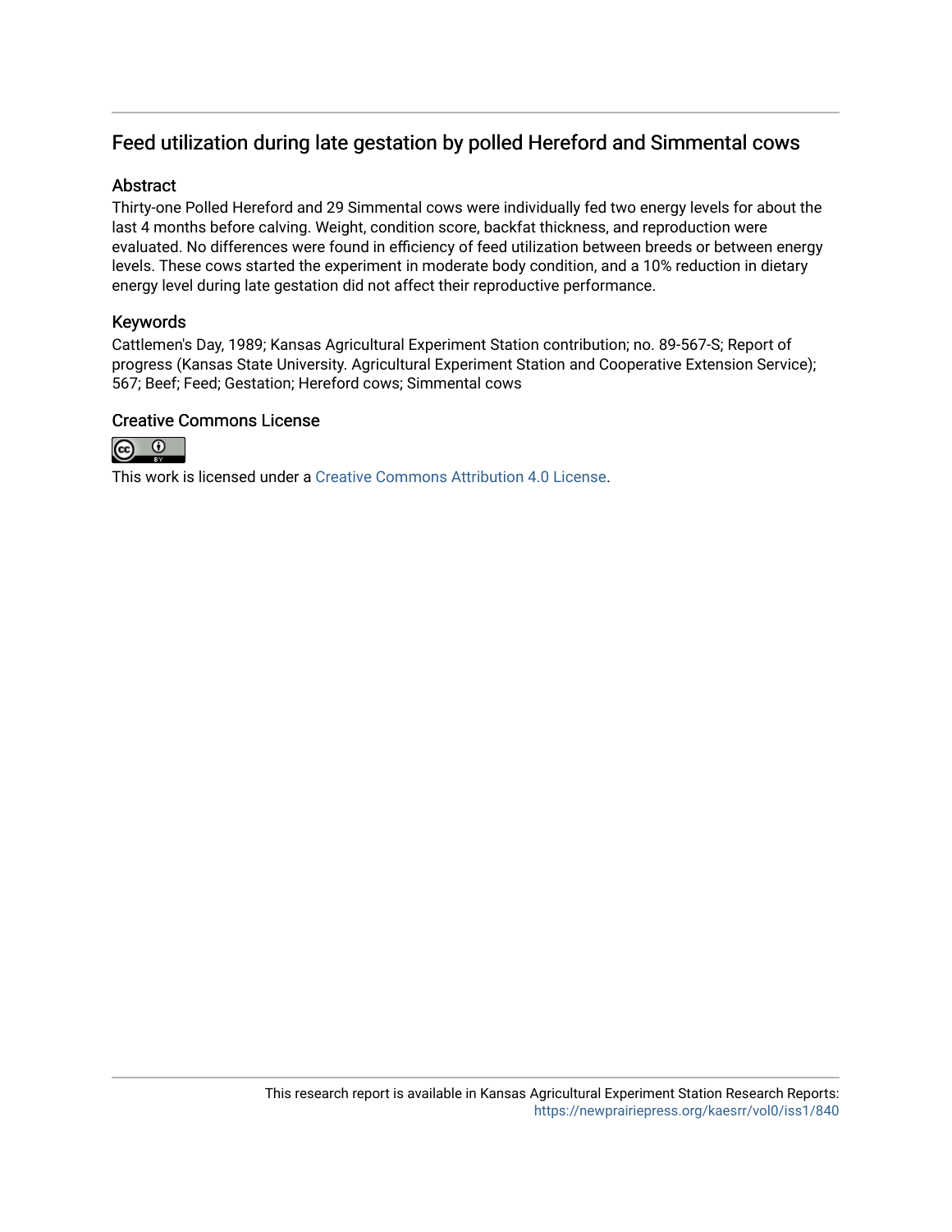## Feed utilization during late gestation by polled Hereford and Simmental cows

### Abstract

Thirty-one Polled Hereford and 29 Simmental cows were individually fed two energy levels for about the last 4 months before calving. Weight, condition score, backfat thickness, and reproduction were evaluated. No differences were found in efficiency of feed utilization between breeds or between energy levels. These cows started the experiment in moderate body condition, and a 10% reduction in dietary energy level during late gestation did not affect their reproductive performance.

### Keywords

Cattlemen's Day, 1989; Kansas Agricultural Experiment Station contribution; no. 89-567-S; Report of progress (Kansas State University. Agricultural Experiment Station and Cooperative Extension Service); 567; Beef; Feed; Gestation; Hereford cows; Simmental cows

### Creative Commons License

This work is licensed under a Creative Commons Attribution 4.0 License.

This research report is available in Kansas Agricultural Experiment Station Research Reports: https://newprairiepress.org/kaesrr/vol0/iss1/840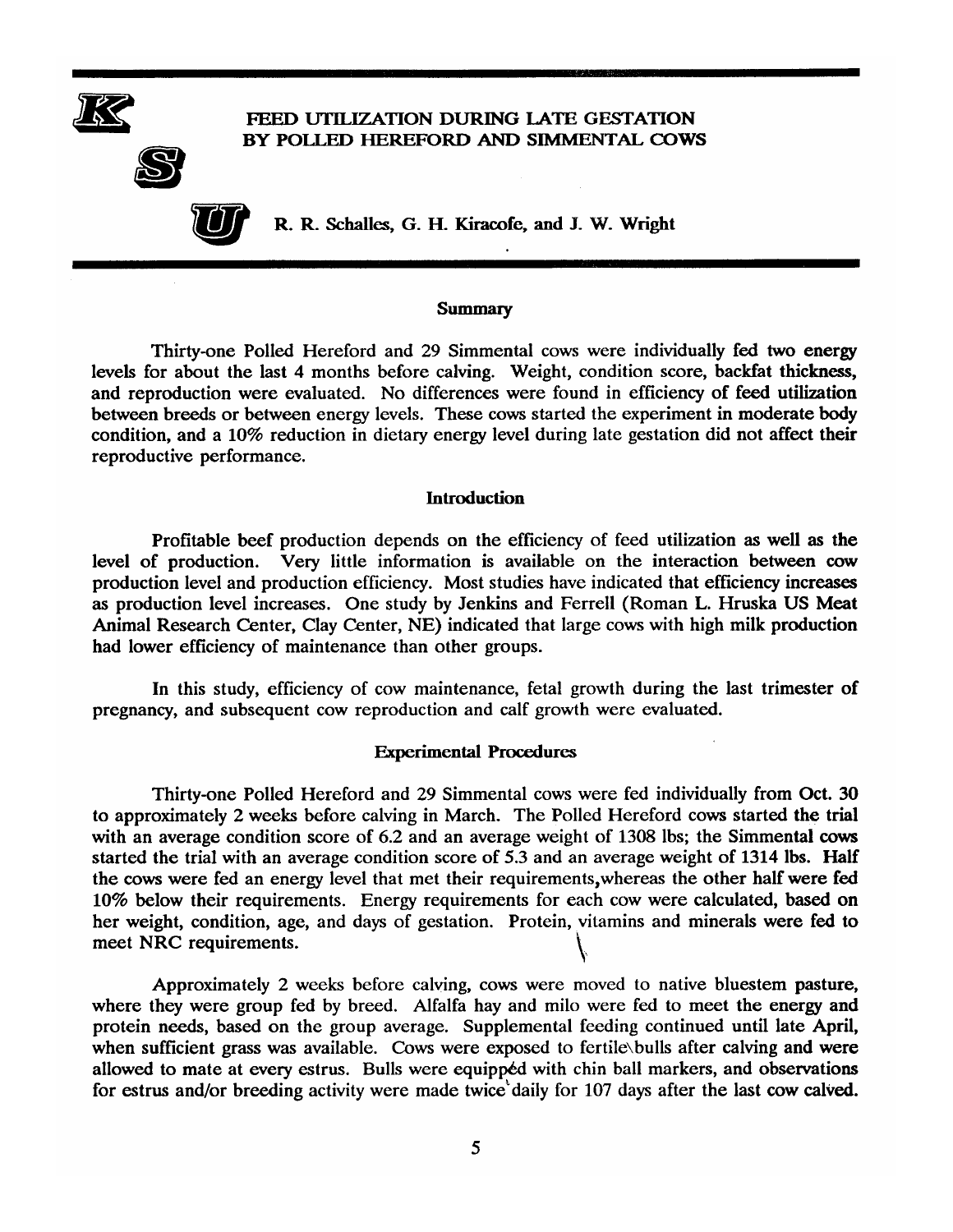# FEED UTILIZATION DURING LATE GESTATION BY POLLED HEREFORD AND SIMMENTAL COWS

R. R. Schalles, G. H. Kiracofe, and J. W. Wright

## Summary

Thirty-one Polled Hereford and 29 Simmental cows were individually fed two energy levels for about the last 4 months before calving. Weight, condition score, backfat thickness, and reproduction were evaluated. No differences were found in efficiency of feed utilization between breeds or between energy levels. These cows started the experiment in moderate body condition, and a 10% reduction in dietary energy level during late gestation did not affect their reproductive performance.

## Introduction

Profitable beef production depends on the efficiency of feed utilization as well as the level of production. Very little information is available on the interaction between cow production level and production efficiency. Most studies have indicated that efficiency increases as production level increases. One study by Jenkins and Ferrell (Roman L. Hruska US Meat Animal Research Center, Clay Center, NE) indicated that large cows with high milk production had lower efficiency of maintenance than other groups.

In this study, efficiency of cow maintenance, fetal growth during the last trimester of pregnancy, and subsequent cow reproduction and calf growth were evaluated.

## Experimental Procedures

Thirty-one Polled Hereford and 29 Simmental cows were fed individually from Oct. 30 to approximately 2 weeks before calving in March. The Polled Hereford cows started the trial with an average condition score of 6.2 and an average weight of 1308 lbs; the Simmental cows started the trial with an average condition score of 5.3 and an average weight of 1314 lbs. Half the cows were fed an energy level that met their requirements,whereas the other half were fed 10% below their requirements. Energy requirements for each cow were calculated, based on her weight, condition, age, and days of gestation. Protein, vitamins and minerals were fed to meet NRC requirements.

Approximately 2 weeks before calving, cows were moved to native bluestem pasture, where they were group fed by breed. Alfalfa hay and milo were fed to meet the energy and protein needs, based on the group average. Supplemental feeding continued until late April, when sufficient grass was available. Cows were exposed to fertile bulls after calving and were allowed to mate at every estrus. Bulls were equipped with chin ball markers, and observations for estrus and/or breeding activity were made twice daily for 107 days after the last cow calved.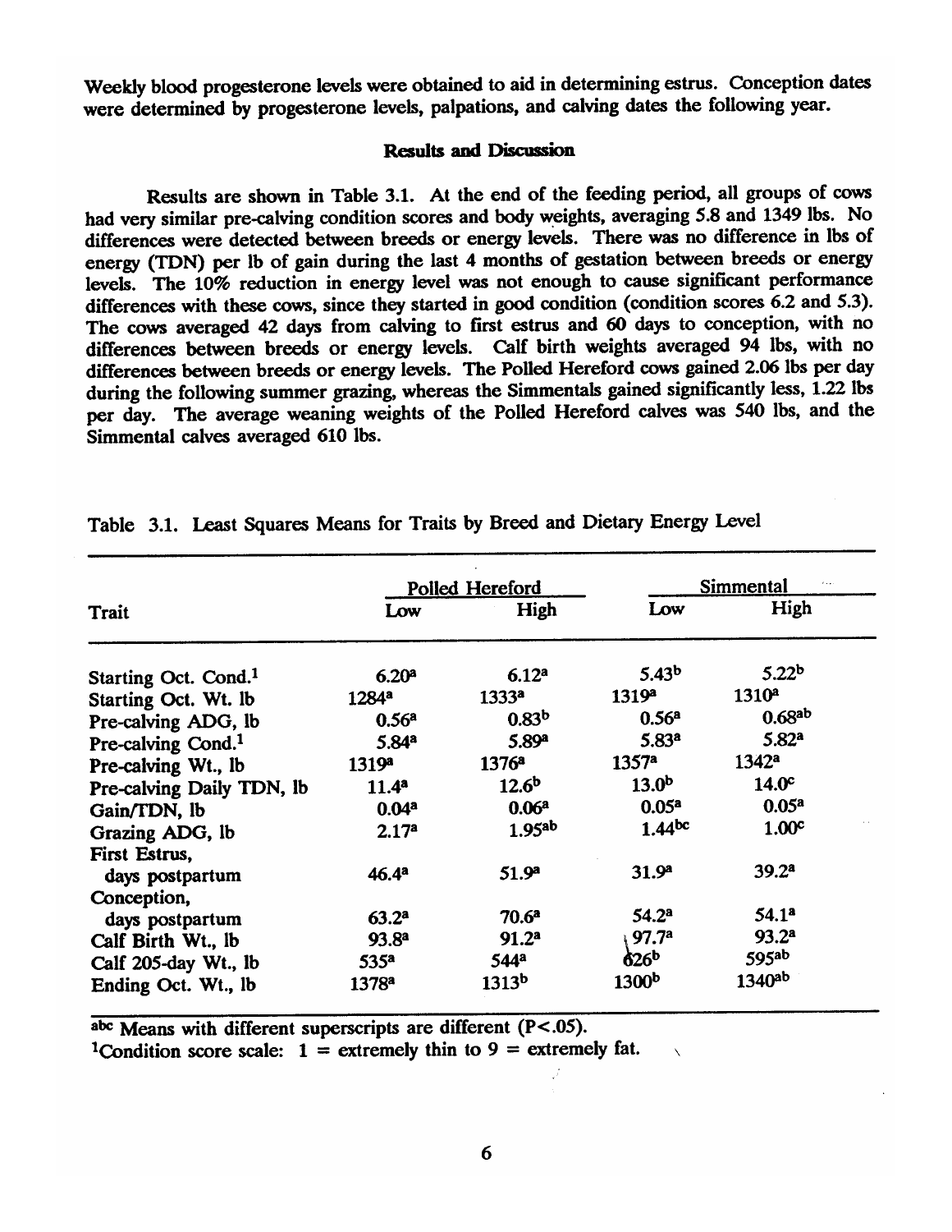Weekly blood progesterone levels were obtained to aid in determining estrus. Conception dates were determined by progesterone levels, palpations, and calving dates the following year.

### Results and Discussion

Results are shown in Table 3.1. At the end of the feeding period, all groups of cows had very similar pre-calving condition scores and body weights, averaging 5.8 and 1349 lbs. No differences were detected between breeds or energy levels. There was no difference in lbs of energy (TDN) per lb of gain during the last 4 months of gestation between breeds or energy levels. The 10% reduction in energy level was not enough to cause significant performance differences with these cows, since they started in good condition (condition scores 6.2 and 5.3). The cows averaged 42 days from calving to first estrus and 60 days to conception, with no differences between breeds or energy levels. Calf birth weights averaged 94 lbs, with no differences between breeds or energy levels. The Polled Hereford cows gained 2.06 lbs per day during the following summer grazing, whereas the Simmentals gained significantly less, 1.22 lbs per day. The average weaning weights of the Polled Hereford calves was 540 lbs, and the Simmental calves averaged 610 lbs.

Table 3.1. Least Squares Means for Traits by Breed and Dietary Energy Level

| Trait | Polled Hereford | | Simmental | |
|---|---|---|---|---|
| | Low | High | Low | High |
| Starting Oct. Cond.[1] | $6.20^{a}$ | $6.12^{a}$ | $5.43^{b}$ | $5.22^{b}$ |
| Starting Oct. Wt. lb | $1284^{a}$ | $1333^{a}$ | $1319^{a}$ | $1310^{a}$ |
| Pre-calving ADG, lb | $0.56^{a}$ | $0.83^{b}$ | $0.56^{a}$ | $0.68^{ab}$ |
| Pre-calving Cond.[1] | $5.84^{a}$ | $5.89^{a}$ | $5.83^{a}$ | $5.82^{a}$ |
| Pre-calving Wt., lb | $1319^{a}$ | $1376^{a}$ | $1357^{a}$ | $1342^{a}$ |
| Pre-calving Daily TDN, lb | $11.4^{a}$ | $12.6^{b}$ | $13.0^{b}$ | $14.0^{c}$ |
| Gain/TDN, lb | $0.04^{a}$ | $0.06^{a}$ | $0.05^{a}$ | $0.05^{a}$ |
| Grazing ADG, lb | $2.17^{a}$ | $1.95^{ab}$ | $1.44^{bc}$ | $1.00^{c}$ |
| First Estrus, days postpartum | $46.4^{a}$ | $51.9^{a}$ | $31.9^{a}$ | $39.2^{a}$ |
| Conception, days postpartum | $63.2^{a}$ | $70.6^{a}$ | $54.2^{a}$ | $54.1^{a}$ |
| Calf Birth Wt., lb | $93.8^{a}$ | $91.2^{a}$ | $97.7^{a}$ | $93.2^{a}$ |
| Calf 205-day Wt., lb | $535^{a}$ | $544^{a}$ | $626^{b}$ | $595^{ab}$ |
| Ending Oct. Wt., lb | $1378^{a}$ | $1313^{b}$ | $1300^{b}$ | $1340^{ab}$ |

abc Means with different superscripts are different ($P<.05$).

[1]Condition score scale: 1 = extremely thin to 9 = extremely fat.